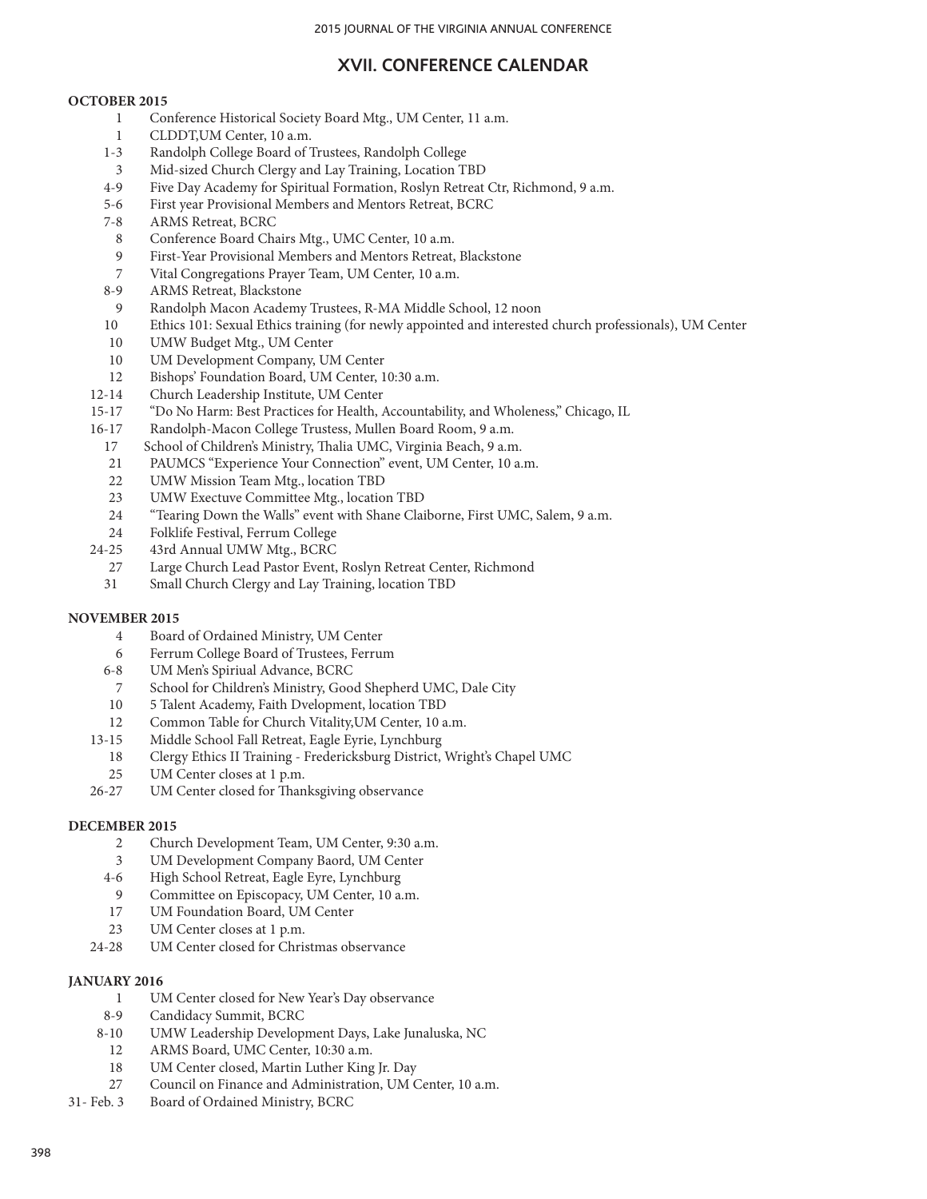## XVII. CONFERENCE CALENDAR

**OCTOBER 2015**

| | |
|---|---|
| 1 | Conference Historical Society Board Mtg., UM Center, 11 a.m. |
| 1 | CLDDT,UM Center, 10 a.m. |
| 1-3 | Randolph College Board of Trustees, Randolph College |
| 3 | Mid-sized Church Clergy and Lay Training, Location TBD |
| 4-9 | Five Day Academy for Spiritual Formation, Roslyn Retreat Ctr, Richmond, 9 a.m. |
| 5-6 | First year Provisional Members and Mentors Retreat, BCRC |
| 7-8 | ARMS Retreat, BCRC |
| 8 | Conference Board Chairs Mtg., UMC Center, 10 a.m. |
| 9 | First-Year Provisional Members and Mentors Retreat, Blackstone |
| 7 | Vital Congregations Prayer Team, UM Center, 10 a.m. |
| 8-9 | ARMS Retreat, Blackstone |
| 9 | Randolph Macon Academy Trustees, R-MA Middle School, 12 noon |
| 10 | Ethics 101: Sexual Ethics training (for newly appointed and interested church professionals), UM Center |
| 10 | UMW Budget Mtg., UM Center |
| 10 | UM Development Company, UM Center |
| 12 | Bishops' Foundation Board, UM Center, 10:30 a.m. |
| 12-14 | Church Leadership Institute, UM Center |
| 15-17 | "Do No Harm: Best Practices for Health, Accountability, and Wholeness," Chicago, IL |
| 16-17 | Randolph-Macon College Trustess, Mullen Board Room, 9 a.m. |
| 17 | School of Children's Ministry, Thalia UMC, Virginia Beach, 9 a.m. |
| 21 | PAUMCS "Experience Your Connection" event, UM Center, 10 a.m. |
| 22 | UMW Mission Team Mtg., location TBD |
| 23 | UMW Exectuve Committee Mtg., location TBD |
| 24 | "Tearing Down the Walls" event with Shane Claiborne, First UMC, Salem, 9 a.m. |
| 24 | Folklife Festival, Ferrum College |
| 24-25 | 43rd Annual UMW Mtg., BCRC |
| 27 | Large Church Lead Pastor Event, Roslyn Retreat Center, Richmond |
| 31 | Small Church Clergy and Lay Training, location TBD |

**NOVEMBER 2015**

| | |
|---|---|
| 4 | Board of Ordained Ministry, UM Center |
| 6 | Ferrum College Board of Trustees, Ferrum |
| 6-8 | UM Men's Spiriual Advance, BCRC |
| 7 | School for Children's Ministry, Good Shepherd UMC, Dale City |
| 10 | 5 Talent Academy, Faith Dvelopment, location TBD |
| 12 | Common Table for Church Vitality,UM Center, 10 a.m. |
| 13-15 | Middle School Fall Retreat, Eagle Eyrie, Lynchburg |
| 18 | Clergy Ethics II Training - Fredericksburg District, Wright's Chapel UMC |
| 25 | UM Center closes at 1 p.m. |
| 26-27 | UM Center closed for Thanksgiving observance |

**DECEMBER 2015**

| | |
|---|---|
| 2 | Church Development Team, UM Center, 9:30 a.m. |
| 3 | UM Development Company Baord, UM Center |
| 4-6 | High School Retreat, Eagle Eyre, Lynchburg |
| 9 | Committee on Episcopacy, UM Center, 10 a.m. |
| 17 | UM Foundation Board, UM Center |
| 23 | UM Center closes at 1 p.m. |
| 24-28 | UM Center closed for Christmas observance |

**JANUARY 2016**

| | |
|---|---|
| 1 | UM Center closed for New Year's Day observance |
| 8-9 | Candidacy Summit, BCRC |
| 8-10 | UMW Leadership Development Days, Lake Junaluska, NC |
| 12 | ARMS Board, UMC Center, 10:30 a.m. |
| 18 | UM Center closed, Martin Luther King Jr. Day |
| 27 | Council on Finance and Administration, UM Center, 10 a.m. |
| 31- Feb. 3 | Board of Ordained Ministry, BCRC |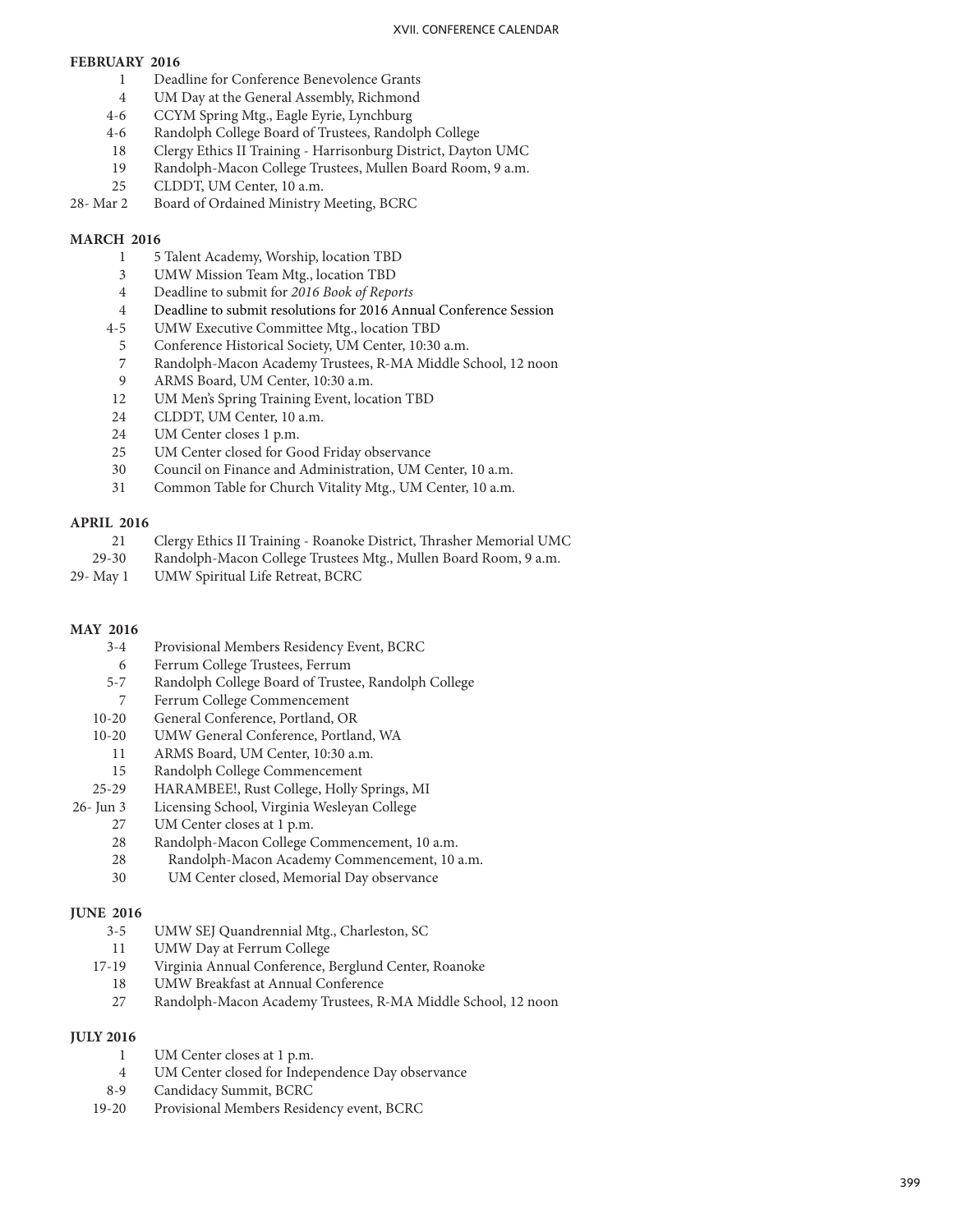## XVII. CONFERENCE CALENDAR

### FEBRUARY 2016

| | |
|---|---|
| 1 | Deadline for Conference Benevolence Grants |
| 4 | UM Day at the General Assembly, Richmond |
| 4-6 | CCYM Spring Mtg., Eagle Eyrie, Lynchburg |
| 4-6 | Randolph College Board of Trustees, Randolph College |
| 18 | Clergy Ethics II Training - Harrisonburg District, Dayton UMC |
| 19 | Randolph-Macon College Trustees, Mullen Board Room, 9 a.m. |
| 25 | CLDDT, UM Center, 10 a.m. |
| 28- Mar 2 | Board of Ordained Ministry Meeting, BCRC |

### MARCH 2016

| | |
|---|---|
| 1 | 5 Talent Academy, Worship, location TBD |
| 3 | UMW Mission Team Mtg., location TBD |
| 4 | Deadline to submit for *2016 Book of Reports* |
| 4 | Deadline to submit resolutions for 2016 Annual Conference Session |
| 4-5 | UMW Executive Committee Mtg., location TBD |
| 5 | Conference Historical Society, UM Center, 10:30 a.m. |
| 7 | Randolph-Macon Academy Trustees, R-MA Middle School, 12 noon |
| 9 | ARMS Board, UM Center, 10:30 a.m. |
| 12 | UM Men's Spring Training Event, location TBD |
| 24 | CLDDT, UM Center, 10 a.m. |
| 24 | UM Center closes 1 p.m. |
| 25 | UM Center closed for Good Friday observance |
| 30 | Council on Finance and Administration, UM Center, 10 a.m. |
| 31 | Common Table for Church Vitality Mtg., UM Center, 10 a.m. |

### APRIL 2016

| | |
|---|---|
| 21 | Clergy Ethics II Training - Roanoke District, Thrasher Memorial UMC |
| 29-30 | Randolph-Macon College Trustees Mtg., Mullen Board Room, 9 a.m. |
| 29- May 1 | UMW Spiritual Life Retreat, BCRC |

### MAY 2016

| | |
|---|---|
| 3-4 | Provisional Members Residency Event, BCRC |
| 6 | Ferrum College Trustees, Ferrum |
| 5-7 | Randolph College Board of Trustee, Randolph College |
| 7 | Ferrum College Commencement |
| 10-20 | General Conference, Portland, OR |
| 10-20 | UMW General Conference, Portland, WA |
| 11 | ARMS Board, UM Center, 10:30 a.m. |
| 15 | Randolph College Commencement |
| 25-29 | HARAMBEE!, Rust College, Holly Springs, MI |
| 26- Jun 3 | Licensing School, Virginia Wesleyan College |
| 27 | UM Center closes at 1 p.m. |
| 28 | Randolph-Macon College Commencement, 10 a.m. |
| 28 | Randolph-Macon Academy Commencement, 10 a.m. |
| 30 | UM Center closed, Memorial Day observance |

### JUNE 2016

| | |
|---|---|
| 3-5 | UMW SEJ Quandrennial Mtg., Charleston, SC |
| 11 | UMW Day at Ferrum College |
| 17-19 | Virginia Annual Conference, Berglund Center, Roanoke |
| 18 | UMW Breakfast at Annual Conference |
| 27 | Randolph-Macon Academy Trustees, R-MA Middle School, 12 noon |

### JULY 2016

| | |
|---|---|
| 1 | UM Center closes at 1 p.m. |
| 4 | UM Center closed for Independence Day observance |
| 8-9 | Candidacy Summit, BCRC |
| 19-20 | Provisional Members Residency event, BCRC |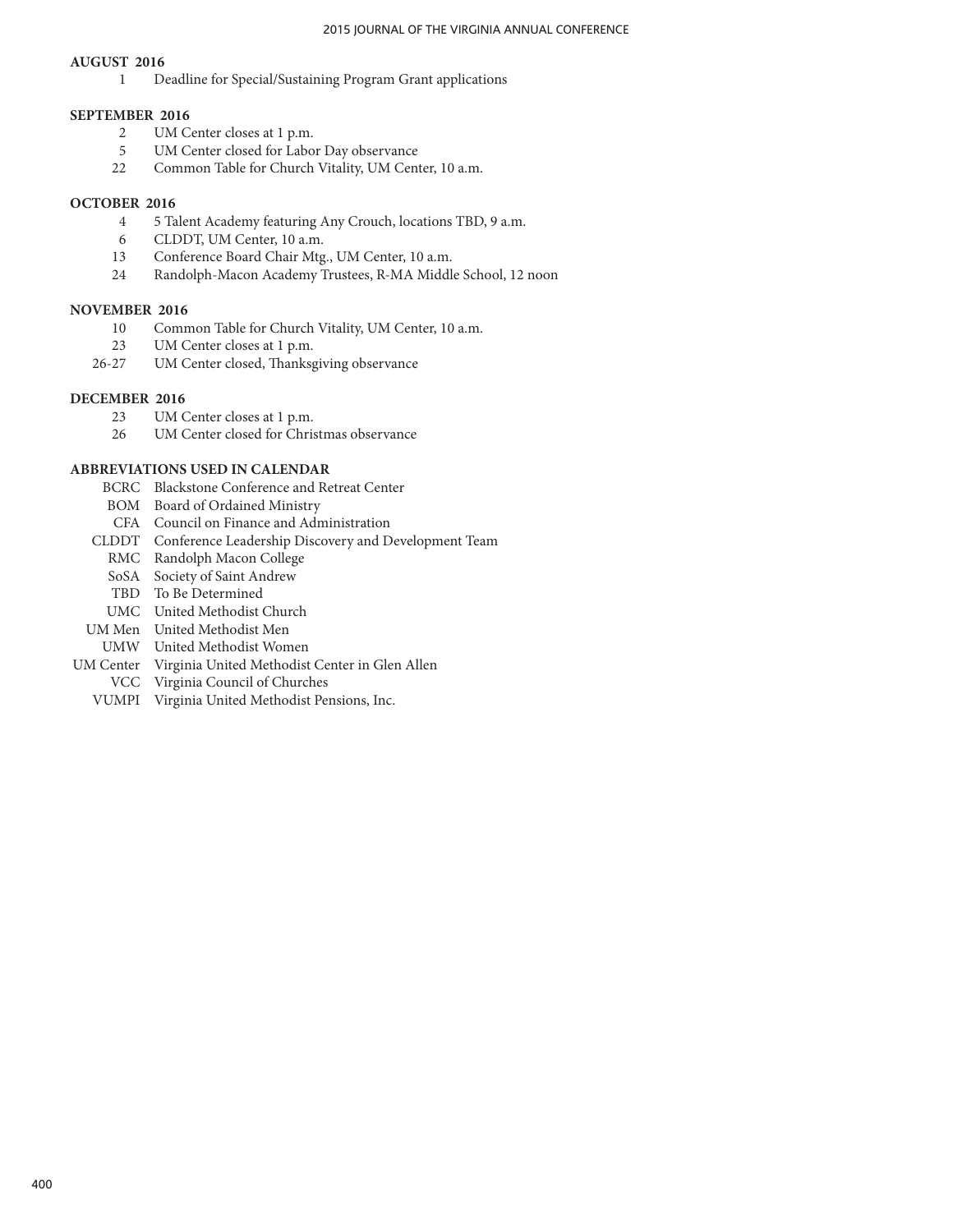**AUGUST 2016**

| | |
|---|---|
| 1 | Deadline for Special/Sustaining Program Grant applications |

**SEPTEMBER 2016**

| | |
|---|---|
| 2 | UM Center closes at 1 p.m. |
| 5 | UM Center closed for Labor Day observance |
| 22 | Common Table for Church Vitality, UM Center, 10 a.m. |

**OCTOBER 2016**

| | |
|---|---|
| 4 | 5 Talent Academy featuring Any Crouch, locations TBD, 9 a.m. |
| 6 | CLDDT, UM Center, 10 a.m. |
| 13 | Conference Board Chair Mtg., UM Center, 10 a.m. |
| 24 | Randolph-Macon Academy Trustees, R-MA Middle School, 12 noon |

**NOVEMBER 2016**

| | |
|---|---|
| 10 | Common Table for Church Vitality, UM Center, 10 a.m. |
| 23 | UM Center closes at 1 p.m. |
| 26-27 | UM Center closed, Thanksgiving observance |

**DECEMBER 2016**

| | |
|---|---|
| 23 | UM Center closes at 1 p.m. |
| 26 | UM Center closed for Christmas observance |

**ABBREVIATIONS USED IN CALENDAR**

| | |
|---|---|
| BCRC | Blackstone Conference and Retreat Center |
| BOM | Board of Ordained Ministry |
| CFA | Council on Finance and Administration |
| CLDDT | Conference Leadership Discovery and Development Team |
| RMC | Randolph Macon College |
| SoSA | Society of Saint Andrew |
| TBD | To Be Determined |
| UMC | United Methodist Church |
| UM Men | United Methodist Men |
| UMW | United Methodist Women |
| UM Center | Virginia United Methodist Center in Glen Allen |
| VCC | Virginia Council of Churches |
| VUMPI | Virginia United Methodist Pensions, Inc. |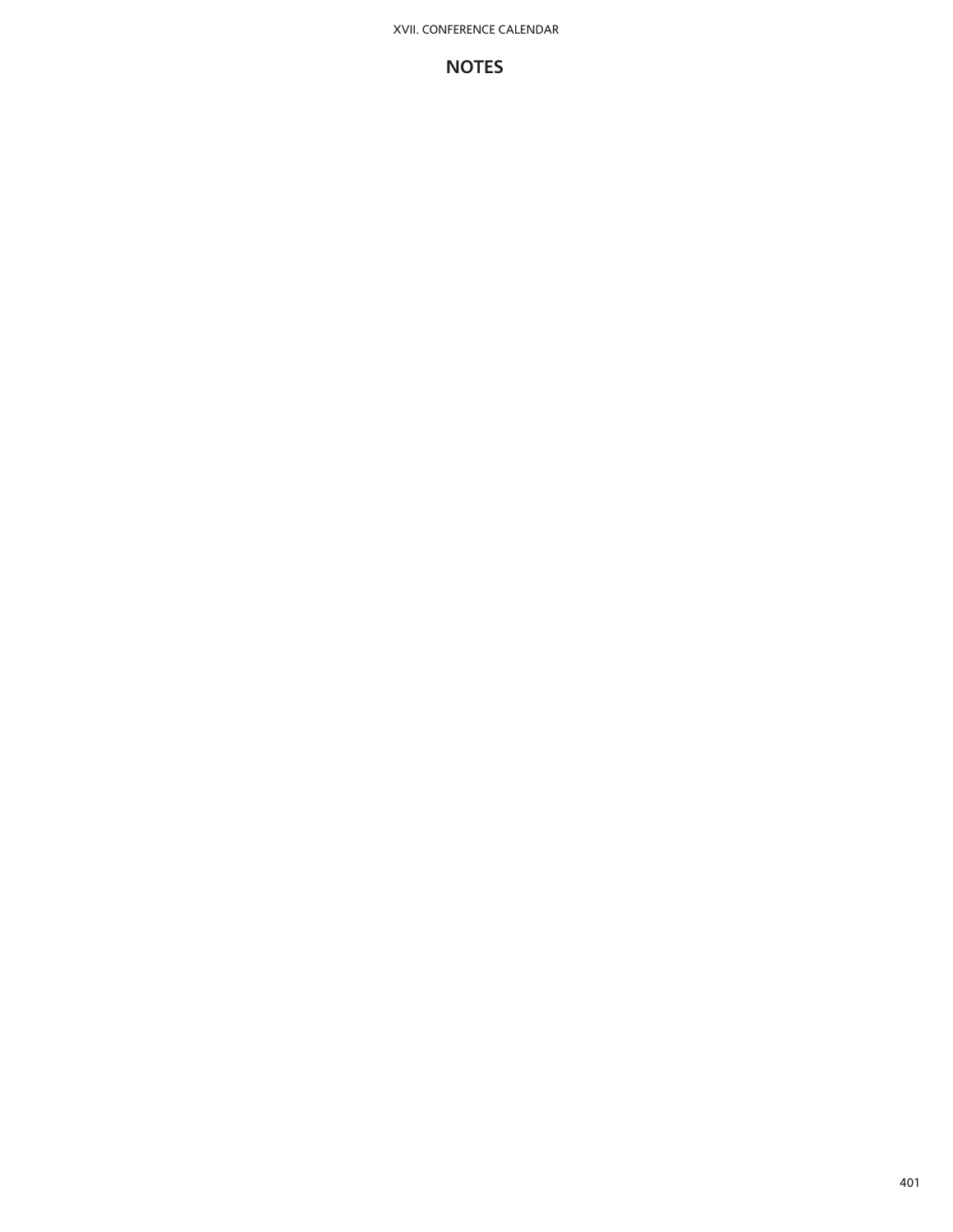# NOTES